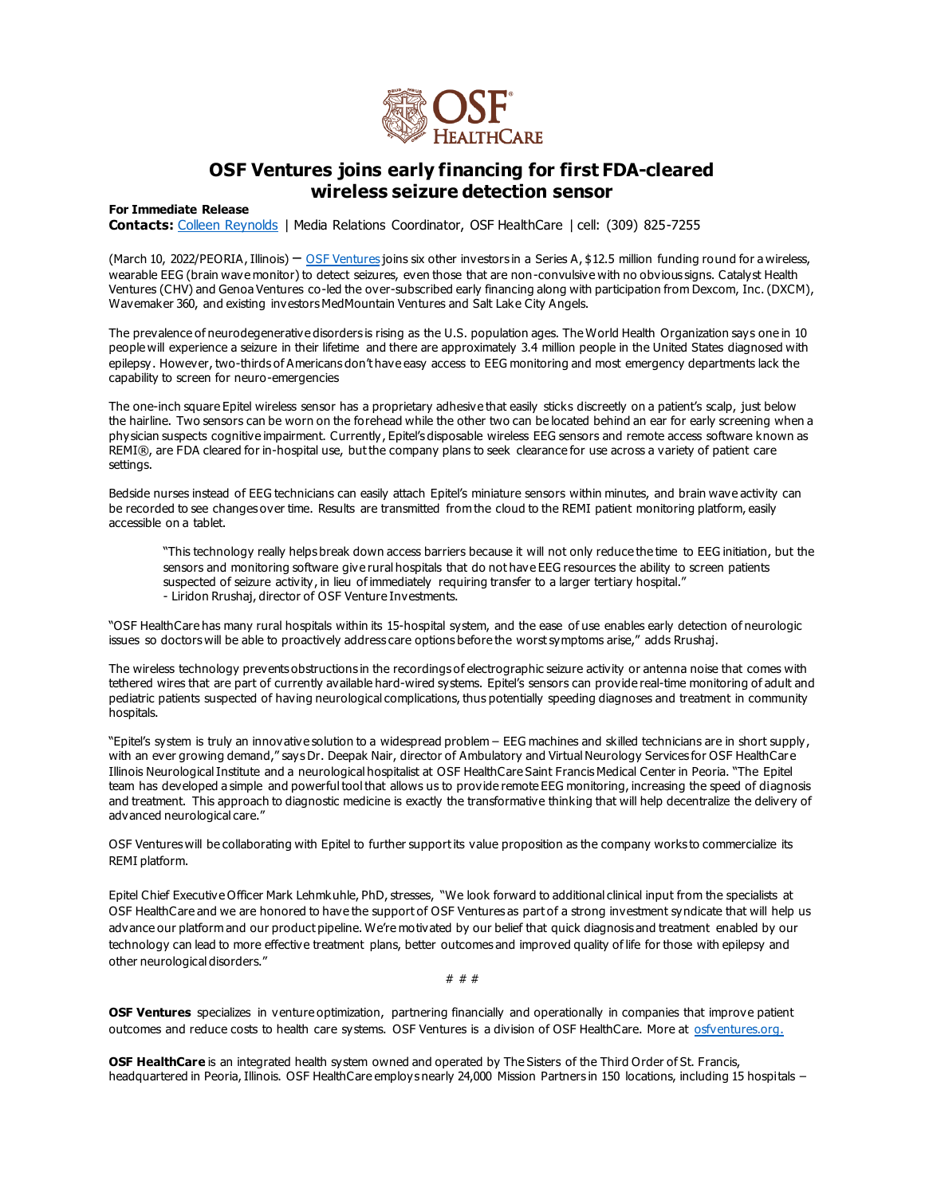# OSF Ventures joins early financing for first FDA-cleared wireless seizure detection sensor

**For Immediate Release**
**Contacts:** Colleen Reynolds | Media Relations Coordinator, OSF HealthCare | cell: (309) 825-7255

(March 10, 2022/PEORIA, Illinois) – OSF Ventures joins six other investors in a Series A, $12.5 million funding round for a wireless, wearable EEG (brain wave monitor) to detect seizures, even those that are non-convulsive with no obvious signs. Catalyst Health Ventures (CHV) and Genoa Ventures co-led the over-subscribed early financing along with participation from Dexcom, Inc. (DXCM), Wavemaker 360, and existing investors MedMountain Ventures and Salt Lake City Angels.

The prevalence of neurodegenerative disorders is rising as the U.S. population ages. The World Health Organization says one in 10 people will experience a seizure in their lifetime and there are approximately 3.4 million people in the United States diagnosed with epilepsy. However, two-thirds of Americans don't have easy access to EEG monitoring and most emergency departments lack the capability to screen for neuro-emergencies

The one-inch square Epitel wireless sensor has a proprietary adhesive that easily sticks discreetly on a patient's scalp, just below the hairline. Two sensors can be worn on the forehead while the other two can be located behind an ear for early screening when a physician suspects cognitive impairment. Currently, Epitel's disposable wireless EEG sensors and remote access software known as REMI®, are FDA cleared for in-hospital use, but the company plans to seek clearance for use across a variety of patient care settings.

Bedside nurses instead of EEG technicians can easily attach Epitel's miniature sensors within minutes, and brain wave activity can be recorded to see changes over time. Results are transmitted from the cloud to the REMI patient monitoring platform, easily accessible on a tablet.

> "This technology really helps break down access barriers because it will not only reduce the time to EEG initiation, but the sensors and monitoring software give rural hospitals that do not have EEG resources the ability to screen patients suspected of seizure activity, in lieu of immediately requiring transfer to a larger tertiary hospital."
> - Liridon Rrushaj, director of OSF Venture Investments.

"OSF HealthCare has many rural hospitals within its 15-hospital system, and the ease of use enables early detection of neurologic issues so doctors will be able to proactively address care options before the worst symptoms arise," adds Rrushaj.

The wireless technology prevents obstructions in the recordings of electrographic seizure activity or antenna noise that comes with tethered wires that are part of currently available hard-wired systems. Epitel's sensors can provide real-time monitoring of adult and pediatric patients suspected of having neurological complications, thus potentially speeding diagnoses and treatment in community hospitals.

"Epitel's system is truly an innovative solution to a widespread problem – EEG machines and skilled technicians are in short supply, with an ever growing demand," says Dr. Deepak Nair, director of Ambulatory and Virtual Neurology Services for OSF HealthCare Illinois Neurological Institute and a neurological hospitalist at OSF HealthCare Saint Francis Medical Center in Peoria. "The Epitel team has developed a simple and powerful tool that allows us to provide remote EEG monitoring, increasing the speed of diagnosis and treatment. This approach to diagnostic medicine is exactly the transformative thinking that will help decentralize the delivery of advanced neurological care."

OSF Ventures will be collaborating with Epitel to further support its value proposition as the company works to commercialize its REMI platform.

Epitel Chief Executive Officer Mark Lehmkuhle, PhD, stresses, "We look forward to additional clinical input from the specialists at OSF HealthCare and we are honored to have the support of OSF Ventures as part of a strong investment syndicate that will help us advance our platform and our product pipeline. We're motivated by our belief that quick diagnosis and treatment enabled by our technology can lead to more effective treatment plans, better outcomes and improved quality of life for those with epilepsy and other neurological disorders."

# # #

**OSF Ventures** specializes in venture optimization, partnering financially and operationally in companies that improve patient outcomes and reduce costs to health care systems. OSF Ventures is a division of OSF HealthCare. More at osfventures.org.

**OSF HealthCare** is an integrated health system owned and operated by The Sisters of the Third Order of St. Francis, headquartered in Peoria, Illinois. OSF HealthCare employs nearly 24,000 Mission Partners in 150 locations, including 15 hospitals –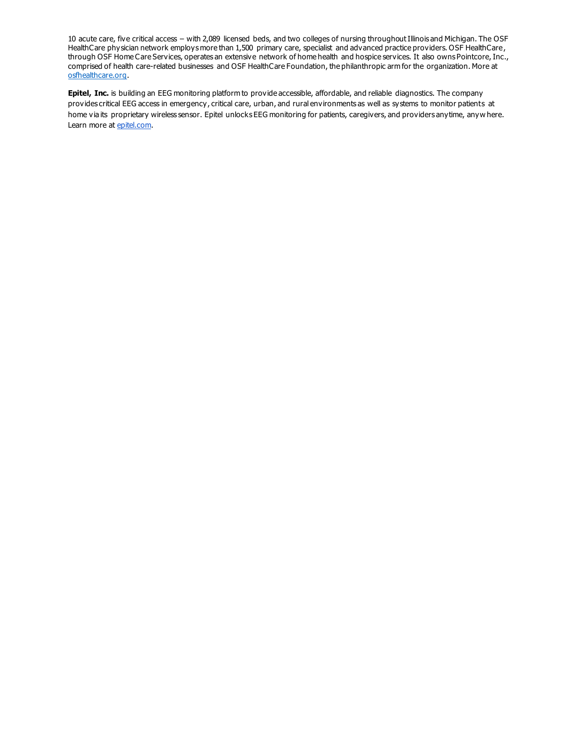10 acute care, five critical access – with 2,089 licensed beds, and two colleges of nursing throughout Illinois and Michigan. The OSF HealthCare physician network employs more than 1,500 primary care, specialist and advanced practice providers. OSF HealthCare, through OSF Home Care Services, operates an extensive network of home health and hospice services. It also owns Pointcore, Inc., comprised of health care-related businesses and OSF HealthCare Foundation, the philanthropic arm for the organization. More at [osfhealthcare.org](osfhealthcare.org).

**Epitel, Inc.** is building an EEG monitoring platform to provide accessible, affordable, and reliable diagnostics. The company provides critical EEG access in emergency, critical care, urban, and rural environments as well as systems to monitor patients at home via its proprietary wireless sensor. Epitel unlocks EEG monitoring for patients, caregivers, and providers anytime, anywhere. Learn more at [epitel.com](epitel.com).